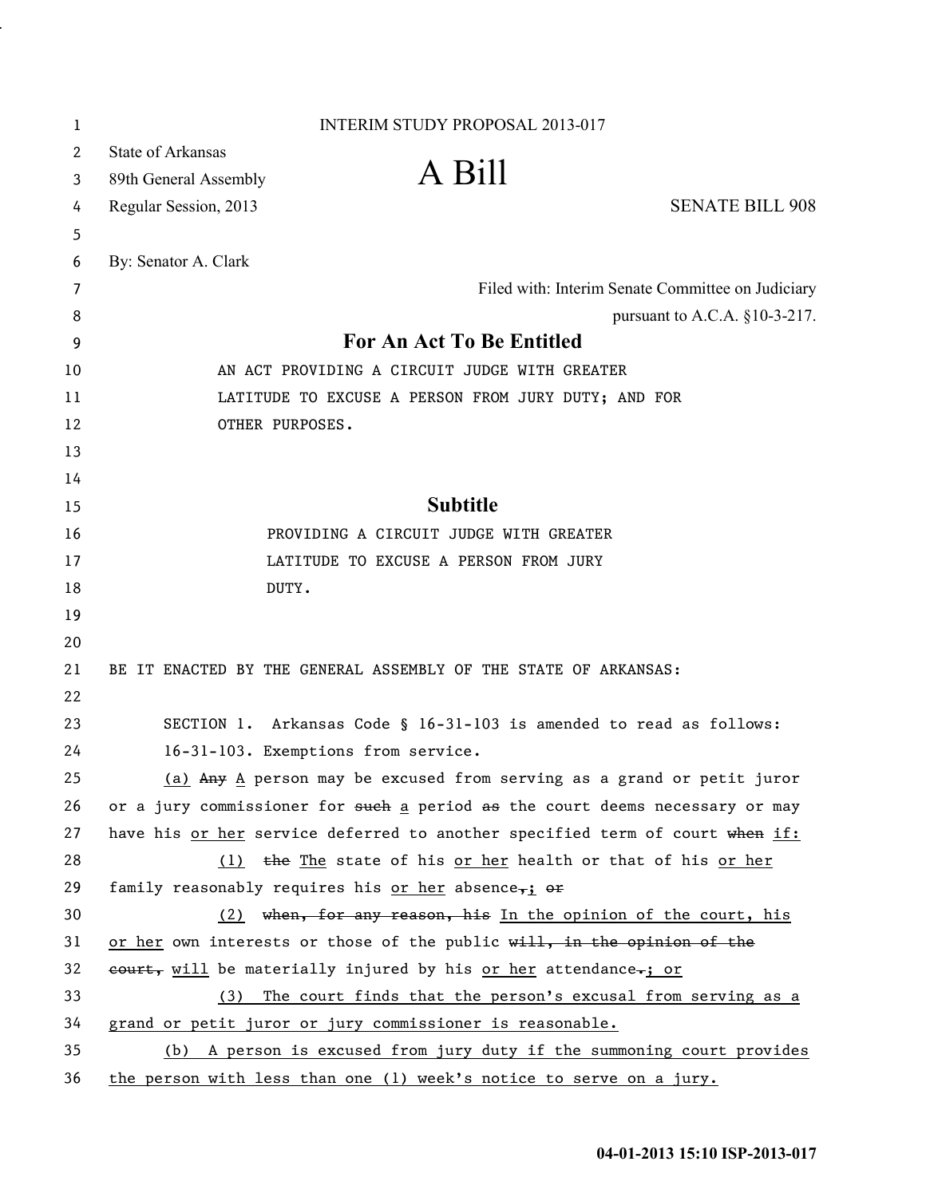INTERIM STUDY PROPOSAL 2013-017

State of Arkansas
89th General Assembly
Regular Session, 2013

# A Bill

SENATE BILL 908

By: Senator A. Clark

Filed with: Interim Senate Committee on Judiciary
pursuant to A.C.A. §10-3-217.

## For An Act To Be Entitled

AN ACT PROVIDING A CIRCUIT JUDGE WITH GREATER LATITUDE TO EXCUSE A PERSON FROM JURY DUTY; AND FOR OTHER PURPOSES.

## Subtitle

PROVIDING A CIRCUIT JUDGE WITH GREATER LATITUDE TO EXCUSE A PERSON FROM JURY DUTY.

BE IT ENACTED BY THE GENERAL ASSEMBLY OF THE STATE OF ARKANSAS:

SECTION 1. Arkansas Code § 16-31-103 is amended to read as follows:

16-31-103. Exemptions from service.

<u>(a)</u> ~~Any~~ <u>A</u> person may be excused from serving as a grand or petit juror or a jury commissioner for ~~such~~ <u>a</u> period ~~as~~ the court deems necessary or may have his <u>or her</u> service deferred to another specified term of court ~~when~~ <u>if:</u>

<u>(1)</u> ~~the~~ <u>The</u> state of his <u>or her</u> health or that of his <u>or her</u> family reasonably requires his <u>or her</u> absence~~,~~<u>;</u> ~~or~~

<u>(2)</u> ~~when, for any reason, his~~ <u>In the opinion of the court, his</u> <u>or her</u> own interests or those of the public ~~will, in the opinion of the court,~~ <u>will</u> be materially injured by his <u>or her</u> attendance~~.~~<u>; or</u>

<u>(3) The court finds that the person's excusal from serving as a grand or petit juror or jury commissioner is reasonable.</u>

<u>(b) A person is excused from jury duty if the summoning court provides the person with less than one (1) week's notice to serve on a jury.</u>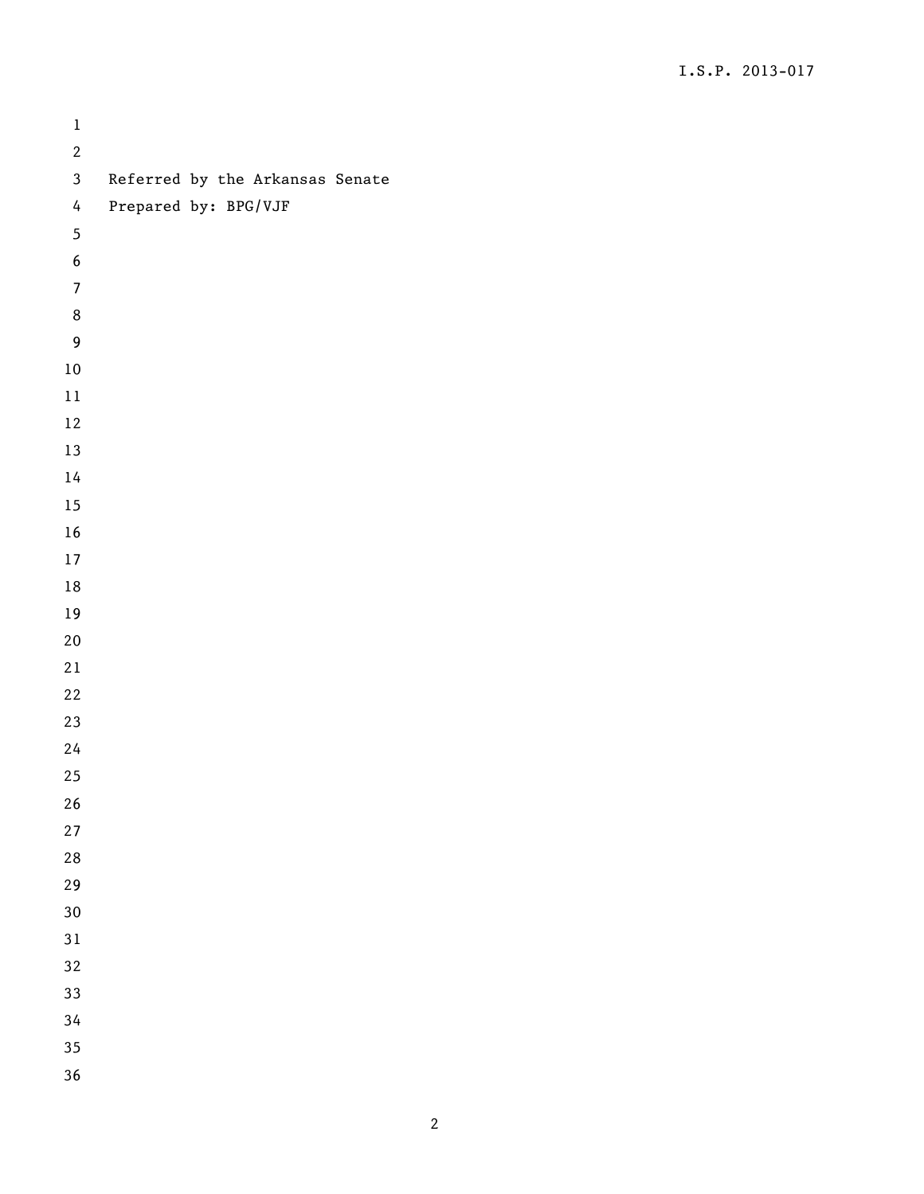Referred by the Arkansas Senate
Prepared by: BPG/VJF